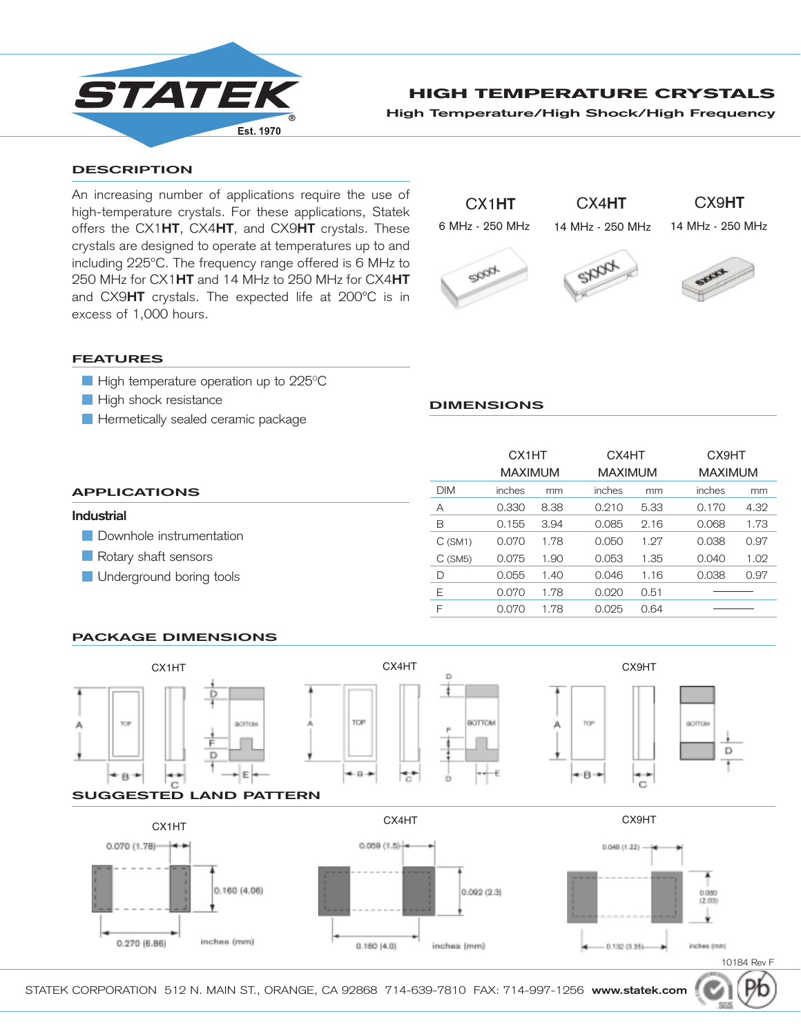# HIGH TEMPERATURE CRYSTALS

**High Temperature/High Shock/High Frequency**

## DESCRIPTION

An increasing number of applications require the use of high-temperature crystals. For these applications, Statek offers the CX1**HT**, CX4**HT**, and CX9**HT** crystals. These crystals are designed to operate at temperatures up to and including 225°C. The frequency range offered is 6 MHz to 250 MHz for CX1**HT** and 14 MHz to 250 MHz for CX4**HT** and CX9**HT** crystals. The expected life at 200°C is in excess of 1,000 hours.

| CX1**HT** | CX4**HT** | CX9**HT** |
|---|---|---|
| 6 MHz - 250 MHz | 14 MHz - 250 MHz | 14 MHz - 250 MHz |

## FEATURES

- High temperature operation up to 225°C
- High shock resistance
- Hermetically sealed ceramic package

## APPLICATIONS

**Industrial**

- Downhole instrumentation
- Rotary shaft sensors
- Underground boring tools

## DIMENSIONS

| | CX1HT MAXIMUM | | CX4HT MAXIMUM | | CX9HT MAXIMUM | |
|---|---|---|---|---|---|---|
| DIM | inches | mm | inches | mm | inches | mm |
| A | 0.330 | 8.38 | 0.210 | 5.33 | 0.170 | 4.32 |
| B | 0.155 | 3.94 | 0.085 | 2.16 | 0.068 | 1.73 |
| C (SM1) | 0.070 | 1.78 | 0.050 | 1.27 | 0.038 | 0.97 |
| C (SM5) | 0.075 | 1.90 | 0.053 | 1.35 | 0.040 | 1.02 |
| D | 0.055 | 1.40 | 0.046 | 1.16 | 0.038 | 0.97 |
| E | 0.070 | 1.78 | 0.020 | 0.51 | — | |
| F | 0.070 | 1.78 | 0.025 | 0.64 | — | |

## PACKAGE DIMENSIONS

CX1HT | CX4HT | CX9HT

## SUGGESTED LAND PATTERN

**CX1HT:** 0.070 (1.78); 0.160 (4.06); 0.270 (6.86) — inches (mm)

**CX4HT:** 0.059 (1.5); 0.092 (2.3); 0.160 (4.0) — inches (mm)

**CX9HT:** 0.048 (1.22); 0.080 (2.03); 0.132 (3.35) — inches (mm)

10184 Rev F

STATEK CORPORATION 512 N. MAIN ST., ORANGE, CA 92868 714-639-7810 FAX: 714-997-1256 **www.statek.com**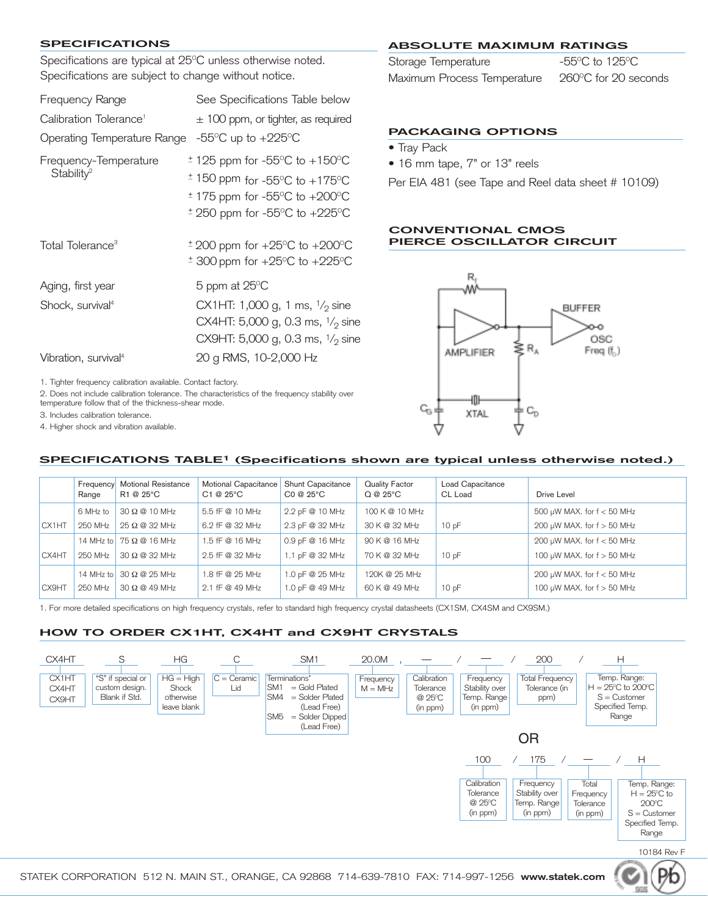## SPECIFICATIONS

Specifications are typical at 25°C unless otherwise noted.
Specifications are subject to change without notice.

| | |
|---|---|
| Frequency Range | See Specifications Table below |
| Calibration Tolerance[1] | ± 100 ppm, or tighter, as required |
| Operating Temperature Range | -55°C up to +225°C |
| Frequency-Temperature Stability[2] | ± 125 ppm for -55°C to +150°C<br>± 150 ppm for -55°C to +175°C<br>± 175 ppm for -55°C to +200°C<br>± 250 ppm for -55°C to +225°C |
| Total Tolerance[3] | ± 200 ppm for +25°C to +200°C<br>± 300 ppm for +25°C to +225°C |
| Aging, first year | 5 ppm at 25°C |
| Shock, survival[4] | CX1HT: 1,000 g, 1 ms, 1/2 sine<br>CX4HT: 5,000 g, 0.3 ms, 1/2 sine<br>CX9HT: 5,000 g, 0.3 ms, 1/2 sine |
| Vibration, survival[4] | 20 g RMS, 10-2,000 Hz |

1. Tighter frequency calibration available. Contact factory.
2. Does not include calibration tolerance. The characteristics of the frequency stability over temperature follow that of the thickness-shear mode.
3. Includes calibration tolerance.
4. Higher shock and vibration available.

## ABSOLUTE MAXIMUM RATINGS

| | |
|---|---|
| Storage Temperature | -55°C to 125°C |
| Maximum Process Temperature | 260°C for 20 seconds |

## PACKAGING OPTIONS

- Tray Pack
- 16 mm tape, 7" or 13" reels

Per EIA 481 (see Tape and Reel data sheet # 10109)

## CONVENTIONAL CMOS PIERCE OSCILLATOR CIRCUIT

$R_f$
AMPLIFIER
$R_A$
BUFFER
OSC
Freq ($f_0$)
$C_G$
XTAL
$C_D$

## SPECIFICATIONS TABLE[1] (Specifications shown are typical unless otherwise noted.)

| | Frequency Range | Motional Resistance R1 @ 25°C | Motional Capacitance C1 @ 25°C | Shunt Capacitance C0 @ 25°C | Quality Factor Q @ 25°C | Load Capacitance CL Load | Drive Level |
|---|---|---|---|---|---|---|---|
| CX1HT | 6 MHz to 250 MHz | 30 Ω @ 10 MHz<br>25 Ω @ 32 MHz | 5.5 fF @ 10 MHz<br>6.2 fF @ 32 MHz | 2.2 pF @ 10 MHz<br>2.3 pF @ 32 MHz | 100 K @ 10 MHz<br>30 K @ 32 MHz | 10 pF | 500 μW MAX. for f < 50 MHz<br>200 μW MAX. for f > 50 MHz |
| CX4HT | 14 MHz to 250 MHz | 75 Ω @ 16 MHz<br>30 Ω @ 32 MHz | 1.5 fF @ 16 MHz<br>2.5 fF @ 32 MHz | 0.9 pF @ 16 MHz<br>1.1 pF @ 32 MHz | 90 K @ 16 MHz<br>70 K @ 32 MHz | 10 pF | 200 μW MAX. for f < 50 MHz<br>100 μW MAX. for f > 50 MHz |
| CX9HT | 14 MHz to 250 MHz | 30 Ω @ 25 MHz<br>30 Ω @ 49 MHz | 1.8 fF @ 25 MHz<br>2.1 fF @ 49 MHz | 1.0 pF @ 25 MHz<br>1.0 pF @ 49 MHz | 120K @ 25 MHz<br>60 K @ 49 MHz | 10 pF | 200 μW MAX. for f < 50 MHz<br>100 μW MAX. for f > 50 MHz |

1. For more detailed specifications on high frequency crystals, refer to standard high frequency crystal datasheets (CX1SM, CX4SM and CX9SM.)

## HOW TO ORDER CX1HT, CX4HT and CX9HT CRYSTALS

| CX4HT | S | HG | C | SM1 | 20.0M | , — | / — | / 200 | / H |
|---|---|---|---|---|---|---|---|---|---|
| CX1HT<br>CX4HT<br>CX9HT | "S" if special or custom design. Blank if Std. | HG = High Shock otherwise leave blank | C = Ceramic Lid | Terminations*<br>SM1 = Gold Plated<br>SM4 = Solder Plated (Lead Free)<br>SM5 = Solder Dipped (Lead Free) | Frequency M = MHz | Calibration Tolerance @ 25°C (in ppm) | Frequency Stability over Temp. Range (in ppm) | Total Frequency Tolerance (in ppm) | Temp. Range: H = 25°C to 200°C S = Customer Specified Temp. Range |

OR

| 100 | / 175 | / — | / H |
|---|---|---|---|
| Calibration Tolerance @ 25°C (in ppm) | Frequency Stability over Temp. Range (in ppm) | Total Frequency Tolerance (in ppm) | Temp. Range: H = 25°C to 200°C S = Customer Specified Temp. Range |

10184 Rev F

STATEK CORPORATION 512 N. MAIN ST., ORANGE, CA 92868 714-639-7810 FAX: 714-997-1256 **www.statek.com**